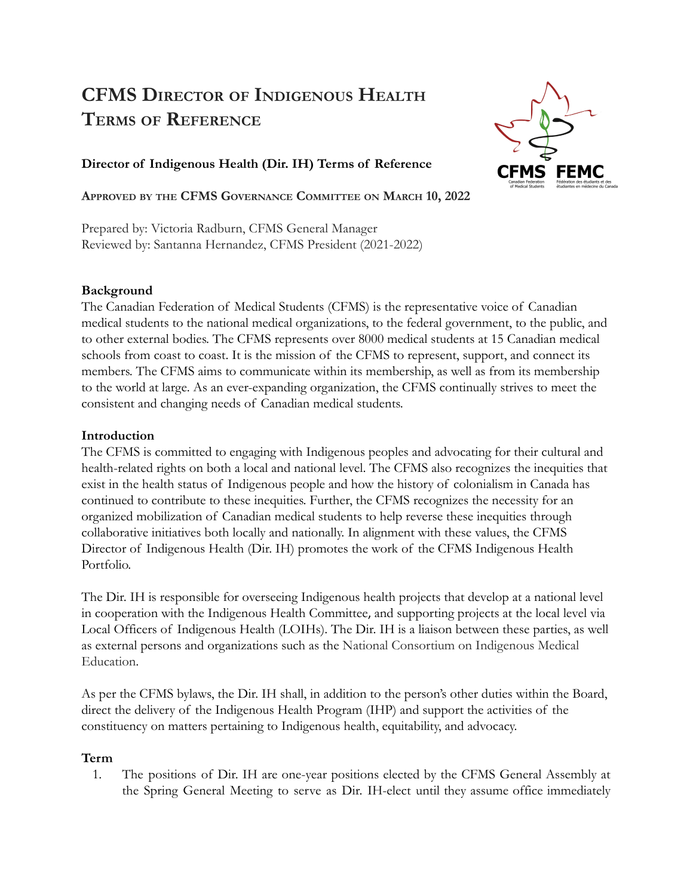# CFMS Director of Indigenous Health Terms of Reference

**Director of Indigenous Health (Dir. IH) Terms of Reference**

**Approved by the CFMS Governance Committee on March 10, 2022**

Prepared by: Victoria Radburn, CFMS General Manager
Reviewed by: Santanna Hernandez, CFMS President (2021-2022)

**Background**

The Canadian Federation of Medical Students (CFMS) is the representative voice of Canadian medical students to the national medical organizations, to the federal government, to the public, and to other external bodies. The CFMS represents over 8000 medical students at 15 Canadian medical schools from coast to coast. It is the mission of the CFMS to represent, support, and connect its members. The CFMS aims to communicate within its membership, as well as from its membership to the world at large. As an ever-expanding organization, the CFMS continually strives to meet the consistent and changing needs of Canadian medical students.

**Introduction**

The CFMS is committed to engaging with Indigenous peoples and advocating for their cultural and health-related rights on both a local and national level. The CFMS also recognizes the inequities that exist in the health status of Indigenous people and how the history of colonialism in Canada has continued to contribute to these inequities. Further, the CFMS recognizes the necessity for an organized mobilization of Canadian medical students to help reverse these inequities through collaborative initiatives both locally and nationally. In alignment with these values, the CFMS Director of Indigenous Health (Dir. IH) promotes the work of the CFMS Indigenous Health Portfolio.

The Dir. IH is responsible for overseeing Indigenous health projects that develop at a national level in cooperation with the Indigenous Health Committee, and supporting projects at the local level via Local Officers of Indigenous Health (LOIHs). The Dir. IH is a liaison between these parties, as well as external persons and organizations such as the National Consortium on Indigenous Medical Education.

As per the CFMS bylaws, the Dir. IH shall, in addition to the person's other duties within the Board, direct the delivery of the Indigenous Health Program (IHP) and support the activities of the constituency on matters pertaining to Indigenous health, equitability, and advocacy.

**Term**

1. The positions of Dir. IH are one-year positions elected by the CFMS General Assembly at the Spring General Meeting to serve as Dir. IH-elect until they assume office immediately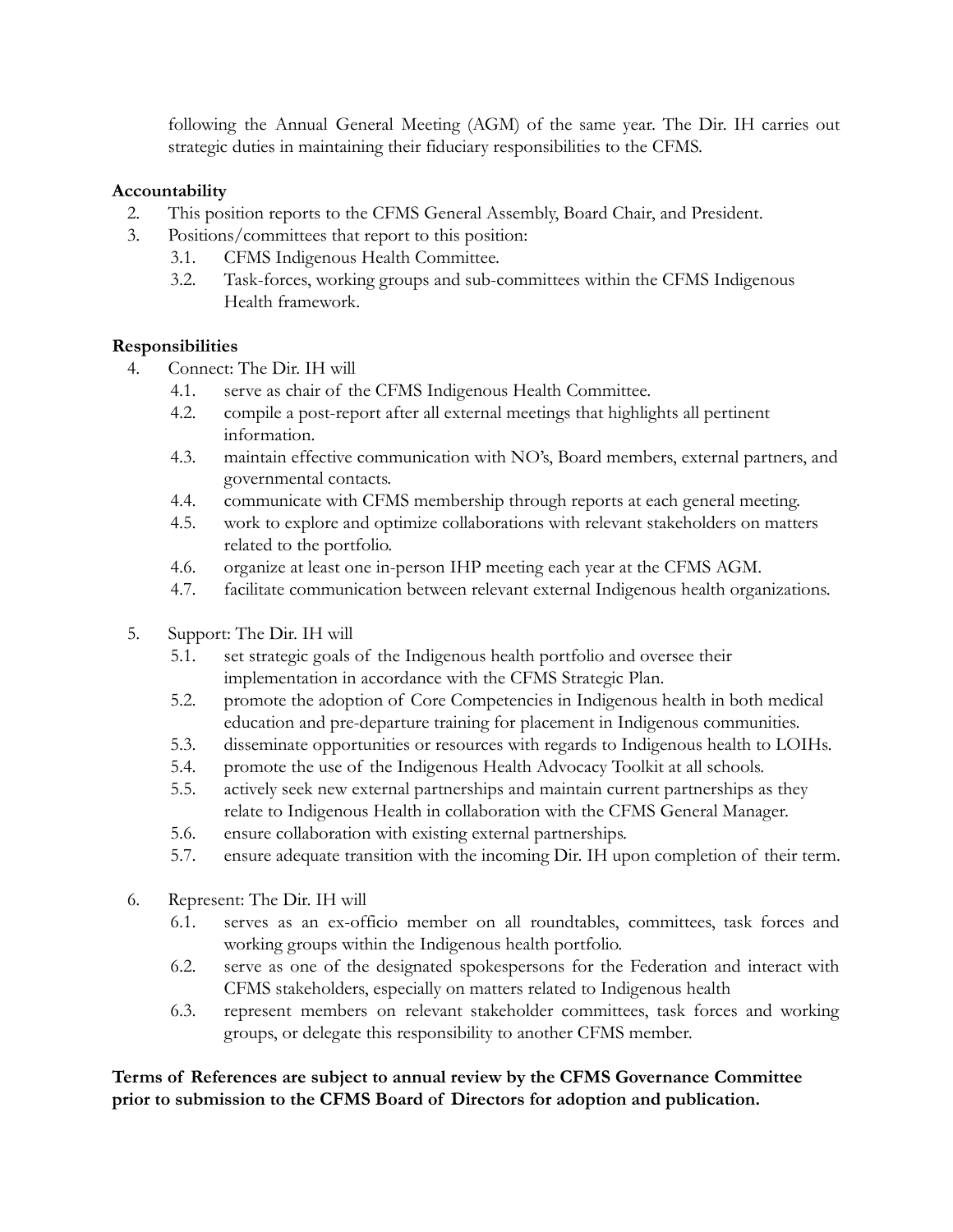following the Annual General Meeting (AGM) of the same year. The Dir. IH carries out strategic duties in maintaining their fiduciary responsibilities to the CFMS.

**Accountability**

2. This position reports to the CFMS General Assembly, Board Chair, and President.
3. Positions/committees that report to this position:
   - 3.1. CFMS Indigenous Health Committee.
   - 3.2. Task-forces, working groups and sub-committees within the CFMS Indigenous Health framework.

**Responsibilities**

4. Connect: The Dir. IH will
   - 4.1. serve as chair of the CFMS Indigenous Health Committee.
   - 4.2. compile a post-report after all external meetings that highlights all pertinent information.
   - 4.3. maintain effective communication with NO's, Board members, external partners, and governmental contacts.
   - 4.4. communicate with CFMS membership through reports at each general meeting.
   - 4.5. work to explore and optimize collaborations with relevant stakeholders on matters related to the portfolio.
   - 4.6. organize at least one in-person IHP meeting each year at the CFMS AGM.
   - 4.7. facilitate communication between relevant external Indigenous health organizations.

5. Support: The Dir. IH will
   - 5.1. set strategic goals of the Indigenous health portfolio and oversee their implementation in accordance with the CFMS Strategic Plan.
   - 5.2. promote the adoption of Core Competencies in Indigenous health in both medical education and pre-departure training for placement in Indigenous communities.
   - 5.3. disseminate opportunities or resources with regards to Indigenous health to LOIHs.
   - 5.4. promote the use of the Indigenous Health Advocacy Toolkit at all schools.
   - 5.5. actively seek new external partnerships and maintain current partnerships as they relate to Indigenous Health in collaboration with the CFMS General Manager.
   - 5.6. ensure collaboration with existing external partnerships.
   - 5.7. ensure adequate transition with the incoming Dir. IH upon completion of their term.

6. Represent: The Dir. IH will
   - 6.1. serves as an ex-officio member on all roundtables, committees, task forces and working groups within the Indigenous health portfolio.
   - 6.2. serve as one of the designated spokespersons for the Federation and interact with CFMS stakeholders, especially on matters related to Indigenous health
   - 6.3. represent members on relevant stakeholder committees, task forces and working groups, or delegate this responsibility to another CFMS member.

**Terms of References are subject to annual review by the CFMS Governance Committee prior to submission to the CFMS Board of Directors for adoption and publication.**